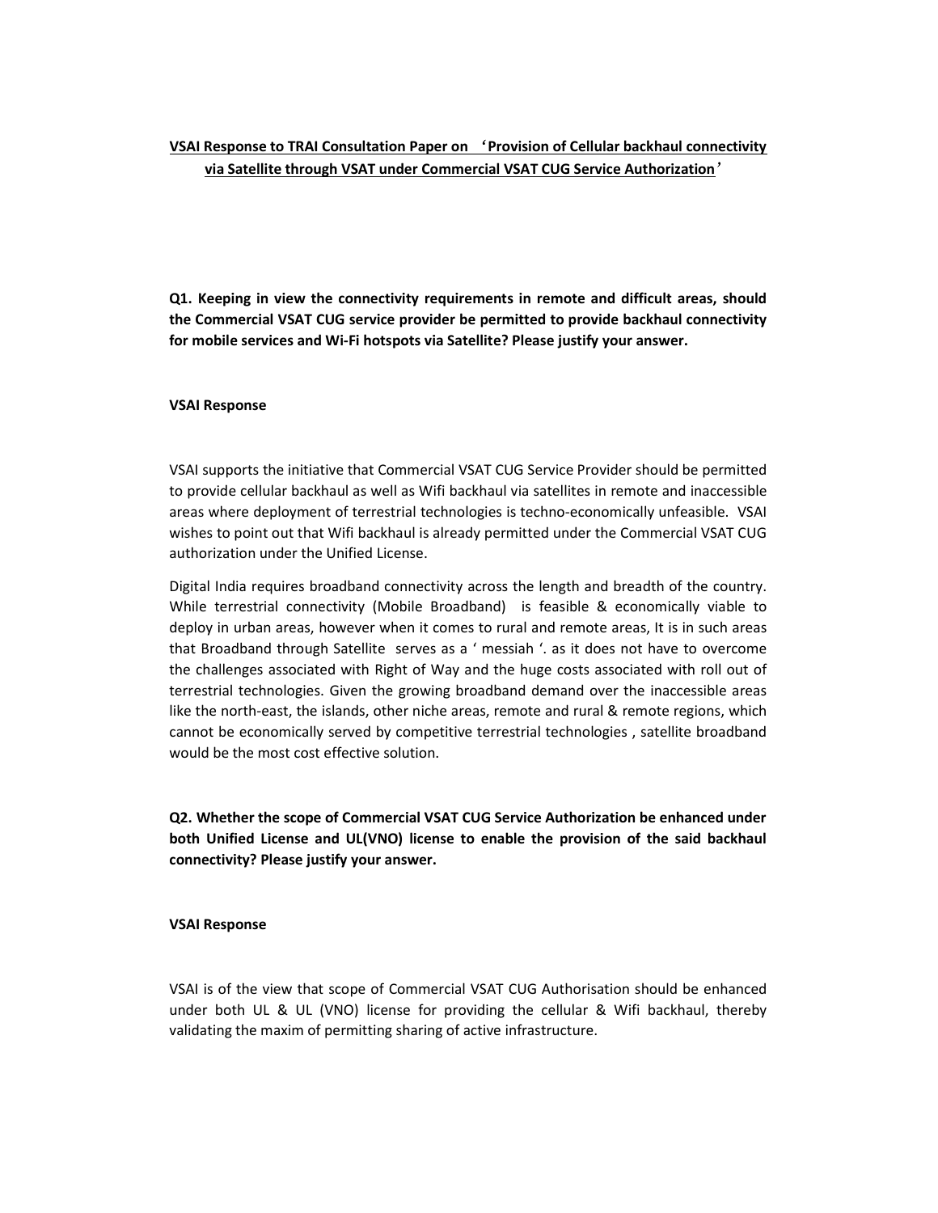# VSAI Response to TRAI Consultation Paper on 'Provision of Cellular backhaul connectivity via Satellite through VSAT under Commercial VSAT CUG Service Authorization'

**Q1. Keeping in view the connectivity requirements in remote and difficult areas, should the Commercial VSAT CUG service provider be permitted to provide backhaul connectivity for mobile services and Wi-Fi hotspots via Satellite? Please justify your answer.**

**VSAI Response**

VSAI supports the initiative that Commercial VSAT CUG Service Provider should be permitted to provide cellular backhaul as well as Wifi backhaul via satellites in remote and inaccessible areas where deployment of terrestrial technologies is techno-economically unfeasible. VSAI wishes to point out that Wifi backhaul is already permitted under the Commercial VSAT CUG authorization under the Unified License.

Digital India requires broadband connectivity across the length and breadth of the country. While terrestrial connectivity (Mobile Broadband) is feasible & economically viable to deploy in urban areas, however when it comes to rural and remote areas, It is in such areas that Broadband through Satellite serves as a ' messiah '. as it does not have to overcome the challenges associated with Right of Way and the huge costs associated with roll out of terrestrial technologies. Given the growing broadband demand over the inaccessible areas like the north-east, the islands, other niche areas, remote and rural & remote regions, which cannot be economically served by competitive terrestrial technologies , satellite broadband would be the most cost effective solution.

**Q2. Whether the scope of Commercial VSAT CUG Service Authorization be enhanced under both Unified License and UL(VNO) license to enable the provision of the said backhaul connectivity? Please justify your answer.**

**VSAI Response**

VSAI is of the view that scope of Commercial VSAT CUG Authorisation should be enhanced under both UL & UL (VNO) license for providing the cellular & Wifi backhaul, thereby validating the maxim of permitting sharing of active infrastructure.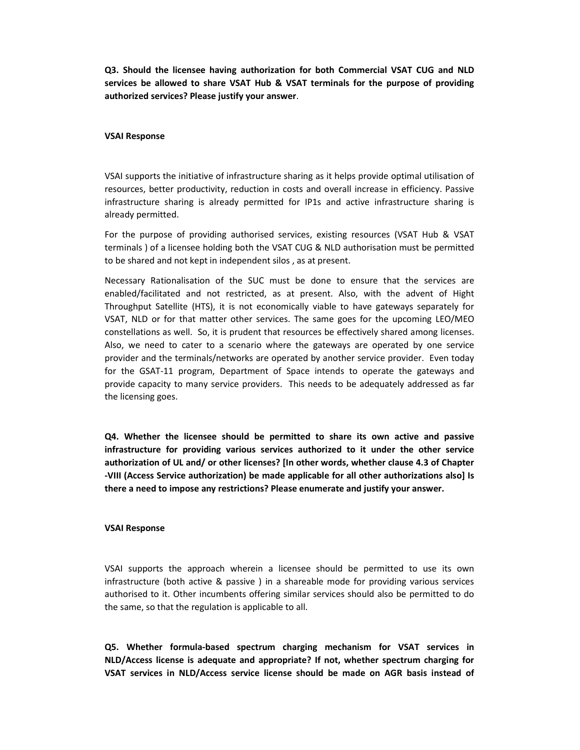**Q3. Should the licensee having authorization for both Commercial VSAT CUG and NLD services be allowed to share VSAT Hub & VSAT terminals for the purpose of providing authorized services? Please justify your answer**.

**VSAI Response**

VSAI supports the initiative of infrastructure sharing as it helps provide optimal utilisation of resources, better productivity, reduction in costs and overall increase in efficiency. Passive infrastructure sharing is already permitted for IP1s and active infrastructure sharing is already permitted.

For the purpose of providing authorised services, existing resources (VSAT Hub & VSAT terminals ) of a licensee holding both the VSAT CUG & NLD authorisation must be permitted to be shared and not kept in independent silos , as at present.

Necessary Rationalisation of the SUC must be done to ensure that the services are enabled/facilitated and not restricted, as at present. Also, with the advent of Hight Throughput Satellite (HTS), it is not economically viable to have gateways separately for VSAT, NLD or for that matter other services. The same goes for the upcoming LEO/MEO constellations as well. So, it is prudent that resources be effectively shared among licenses. Also, we need to cater to a scenario where the gateways are operated by one service provider and the terminals/networks are operated by another service provider. Even today for the GSAT-11 program, Department of Space intends to operate the gateways and provide capacity to many service providers. This needs to be adequately addressed as far the licensing goes.

**Q4. Whether the licensee should be permitted to share its own active and passive infrastructure for providing various services authorized to it under the other service authorization of UL and/ or other licenses? [In other words, whether clause 4.3 of Chapter -VIII (Access Service authorization) be made applicable for all other authorizations also] Is there a need to impose any restrictions? Please enumerate and justify your answer.**

**VSAI Response**

VSAI supports the approach wherein a licensee should be permitted to use its own infrastructure (both active & passive ) in a shareable mode for providing various services authorised to it. Other incumbents offering similar services should also be permitted to do the same, so that the regulation is applicable to all.

**Q5. Whether formula-based spectrum charging mechanism for VSAT services in NLD/Access license is adequate and appropriate? If not, whether spectrum charging for VSAT services in NLD/Access service license should be made on AGR basis instead of**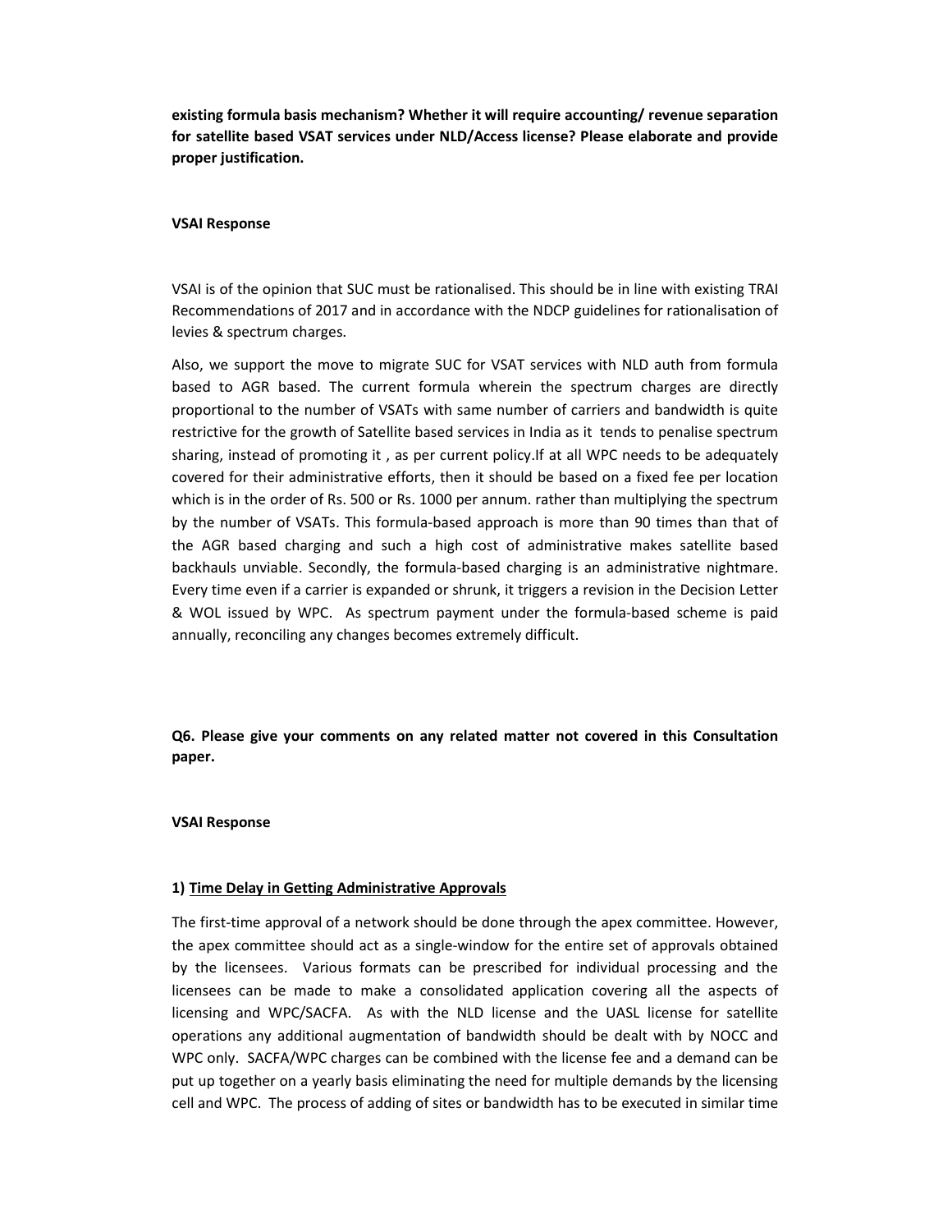**existing formula basis mechanism? Whether it will require accounting/ revenue separation for satellite based VSAT services under NLD/Access license? Please elaborate and provide proper justification.**

**VSAI Response**

VSAI is of the opinion that SUC must be rationalised. This should be in line with existing TRAI Recommendations of 2017 and in accordance with the NDCP guidelines for rationalisation of levies & spectrum charges.

Also, we support the move to migrate SUC for VSAT services with NLD auth from formula based to AGR based. The current formula wherein the spectrum charges are directly proportional to the number of VSATs with same number of carriers and bandwidth is quite restrictive for the growth of Satellite based services in India as it tends to penalise spectrum sharing, instead of promoting it , as per current policy.If at all WPC needs to be adequately covered for their administrative efforts, then it should be based on a fixed fee per location which is in the order of Rs. 500 or Rs. 1000 per annum. rather than multiplying the spectrum by the number of VSATs. This formula-based approach is more than 90 times than that of the AGR based charging and such a high cost of administrative makes satellite based backhauls unviable. Secondly, the formula-based charging is an administrative nightmare. Every time even if a carrier is expanded or shrunk, it triggers a revision in the Decision Letter & WOL issued by WPC. As spectrum payment under the formula-based scheme is paid annually, reconciling any changes becomes extremely difficult.

**Q6. Please give your comments on any related matter not covered in this Consultation paper.**

**VSAI Response**

**1) <u>Time Delay in Getting Administrative Approvals</u>**

The first-time approval of a network should be done through the apex committee. However, the apex committee should act as a single-window for the entire set of approvals obtained by the licensees. Various formats can be prescribed for individual processing and the licensees can be made to make a consolidated application covering all the aspects of licensing and WPC/SACFA. As with the NLD license and the UASL license for satellite operations any additional augmentation of bandwidth should be dealt with by NOCC and WPC only. SACFA/WPC charges can be combined with the license fee and a demand can be put up together on a yearly basis eliminating the need for multiple demands by the licensing cell and WPC. The process of adding of sites or bandwidth has to be executed in similar time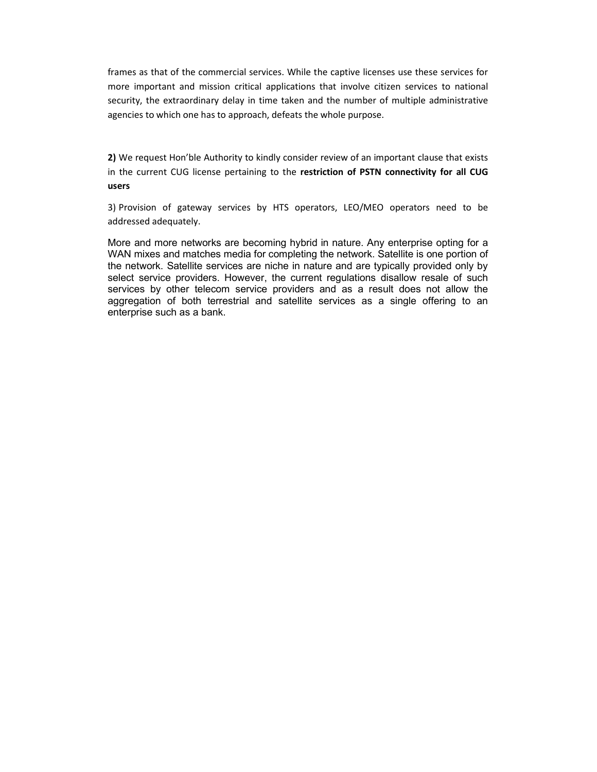frames as that of the commercial services. While the captive licenses use these services for more important and mission critical applications that involve citizen services to national security, the extraordinary delay in time taken and the number of multiple administrative agencies to which one has to approach, defeats the whole purpose.

**2)** We request Hon'ble Authority to kindly consider review of an important clause that exists in the current CUG license pertaining to the **restriction of PSTN connectivity for all CUG users**

3) Provision of gateway services by HTS operators, LEO/MEO operators need to be addressed adequately.

More and more networks are becoming hybrid in nature. Any enterprise opting for a WAN mixes and matches media for completing the network. Satellite is one portion of the network. Satellite services are niche in nature and are typically provided only by select service providers. However, the current regulations disallow resale of such services by other telecom service providers and as a result does not allow the aggregation of both terrestrial and satellite services as a single offering to an enterprise such as a bank.